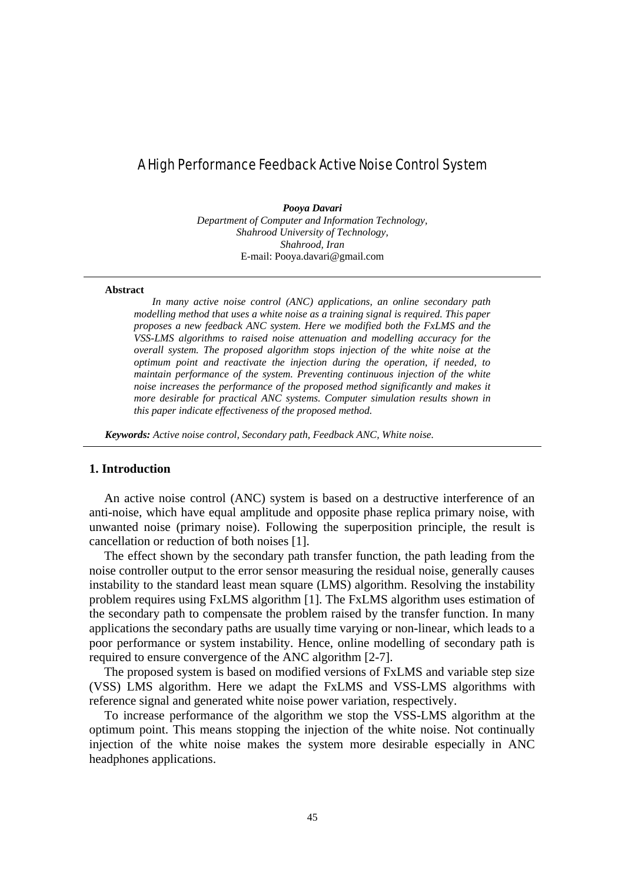# A High Performance Feedback Active Noise Control System

***Pooya Davari***

*Department of Computer and Information Technology,*
*Shahrood University of Technology,*
*Shahrood, Iran*
E-mail: Pooya.davari@gmail.com

---

**Abstract**

*In many active noise control (ANC) applications, an online secondary path modelling method that uses a white noise as a training signal is required. This paper proposes a new feedback ANC system. Here we modified both the FxLMS and the VSS-LMS algorithms to raised noise attenuation and modelling accuracy for the overall system. The proposed algorithm stops injection of the white noise at the optimum point and reactivate the injection during the operation, if needed, to maintain performance of the system. Preventing continuous injection of the white noise increases the performance of the proposed method significantly and makes it more desirable for practical ANC systems. Computer simulation results shown in this paper indicate effectiveness of the proposed method.*

***Keywords:*** *Active noise control, Secondary path, Feedback ANC, White noise.*

---

## 1. Introduction

An active noise control (ANC) system is based on a destructive interference of an anti-noise, which have equal amplitude and opposite phase replica primary noise, with unwanted noise (primary noise). Following the superposition principle, the result is cancellation or reduction of both noises [1].

The effect shown by the secondary path transfer function, the path leading from the noise controller output to the error sensor measuring the residual noise, generally causes instability to the standard least mean square (LMS) algorithm. Resolving the instability problem requires using FxLMS algorithm [1]. The FxLMS algorithm uses estimation of the secondary path to compensate the problem raised by the transfer function. In many applications the secondary paths are usually time varying or non-linear, which leads to a poor performance or system instability. Hence, online modelling of secondary path is required to ensure convergence of the ANC algorithm [2-7].

The proposed system is based on modified versions of FxLMS and variable step size (VSS) LMS algorithm. Here we adapt the FxLMS and VSS-LMS algorithms with reference signal and generated white noise power variation, respectively.

To increase performance of the algorithm we stop the VSS-LMS algorithm at the optimum point. This means stopping the injection of the white noise. Not continually injection of the white noise makes the system more desirable especially in ANC headphones applications.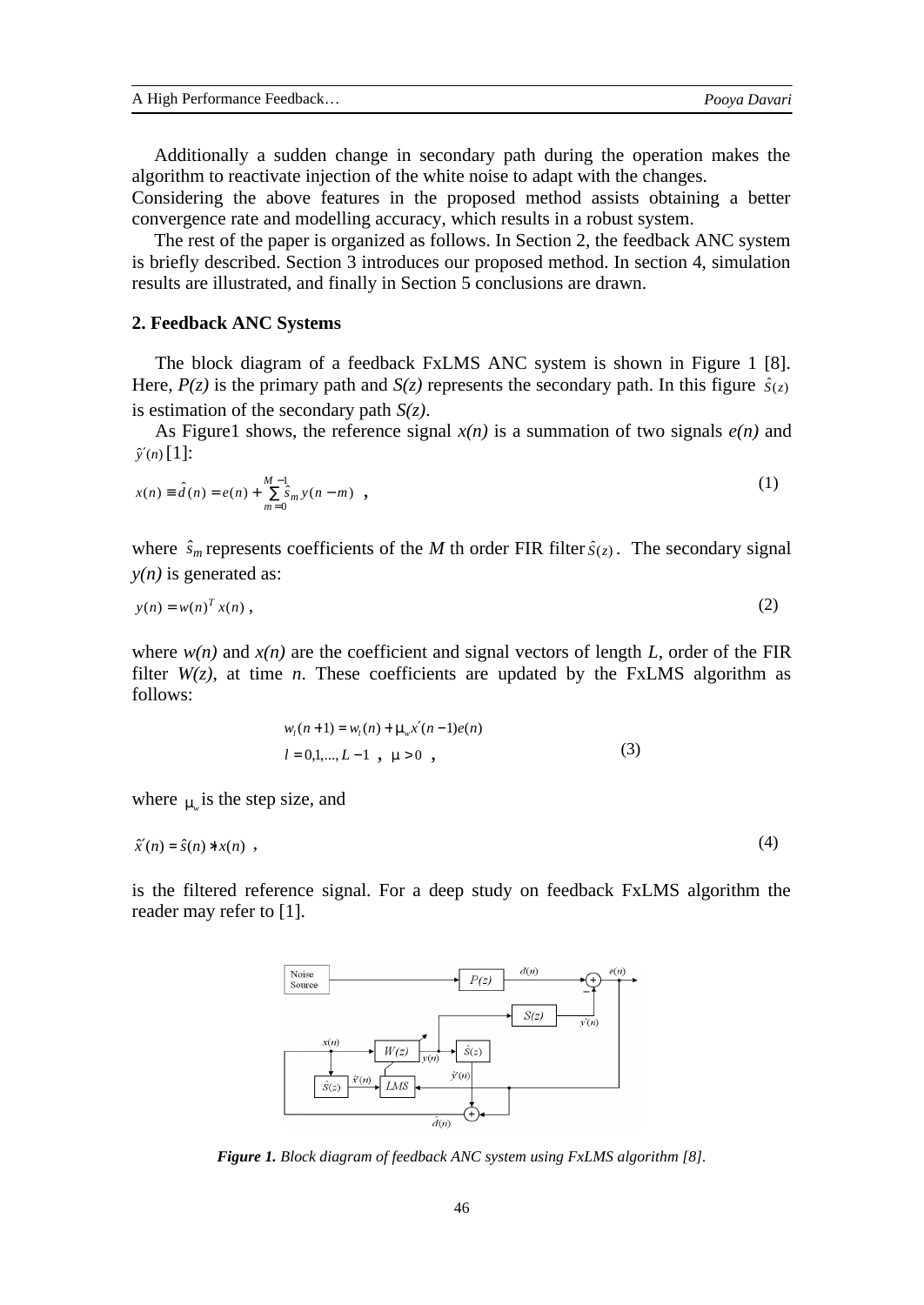Additionally a sudden change in secondary path during the operation makes the algorithm to reactivate injection of the white noise to adapt with the changes. Considering the above features in the proposed method assists obtaining a better convergence rate and modelling accuracy, which results in a robust system.

The rest of the paper is organized as follows. In Section 2, the feedback ANC system is briefly described. Section 3 introduces our proposed method. In section 4, simulation results are illustrated, and finally in Section 5 conclusions are drawn.

## 2. Feedback ANC Systems

The block diagram of a feedback FxLMS ANC system is shown in Figure 1 [8]. Here, *P(z)* is the primary path and *S(z)* represents the secondary path. In this figure $\hat{S}(z)$ is estimation of the secondary path *S(z)*.

As Figure1 shows, the reference signal *x(n)* is a summation of two signals *e(n)* and $\hat{y}'(n)$ [1]:

$$x(n) \equiv \hat{d}(n) = e(n) + \sum_{m=0}^{M-1} \hat{s}_m y(n-m) \quad , \tag{1}$$

where $\hat{s}_m$ represents coefficients of the *M* th order FIR filter $\hat{S}(z)$. The secondary signal *y(n)* is generated as:

$$y(n) = w(n)^T x(n) \, , \tag{2}$$

where *w(n)* and *x(n)* are the coefficient and signal vectors of length *L*, order of the FIR filter *W(z)*, at time *n*. These coefficients are updated by the FxLMS algorithm as follows:

$$w_l(n+1) = w_l(n) + \mu_w x'(n-1)e(n)$$
$$l = 0,1,...,L-1 \;\; , \;\; \mu > 0 \;\; , \tag{3}$$

where $\mu_w$ is the step size, and

$$\hat{x}'(n) = \hat{s}(n) * x(n) \;\; , \tag{4}$$

is the filtered reference signal. For a deep study on feedback FxLMS algorithm the reader may refer to [1].

*Figure 1. Block diagram of feedback ANC system using FxLMS algorithm [8].*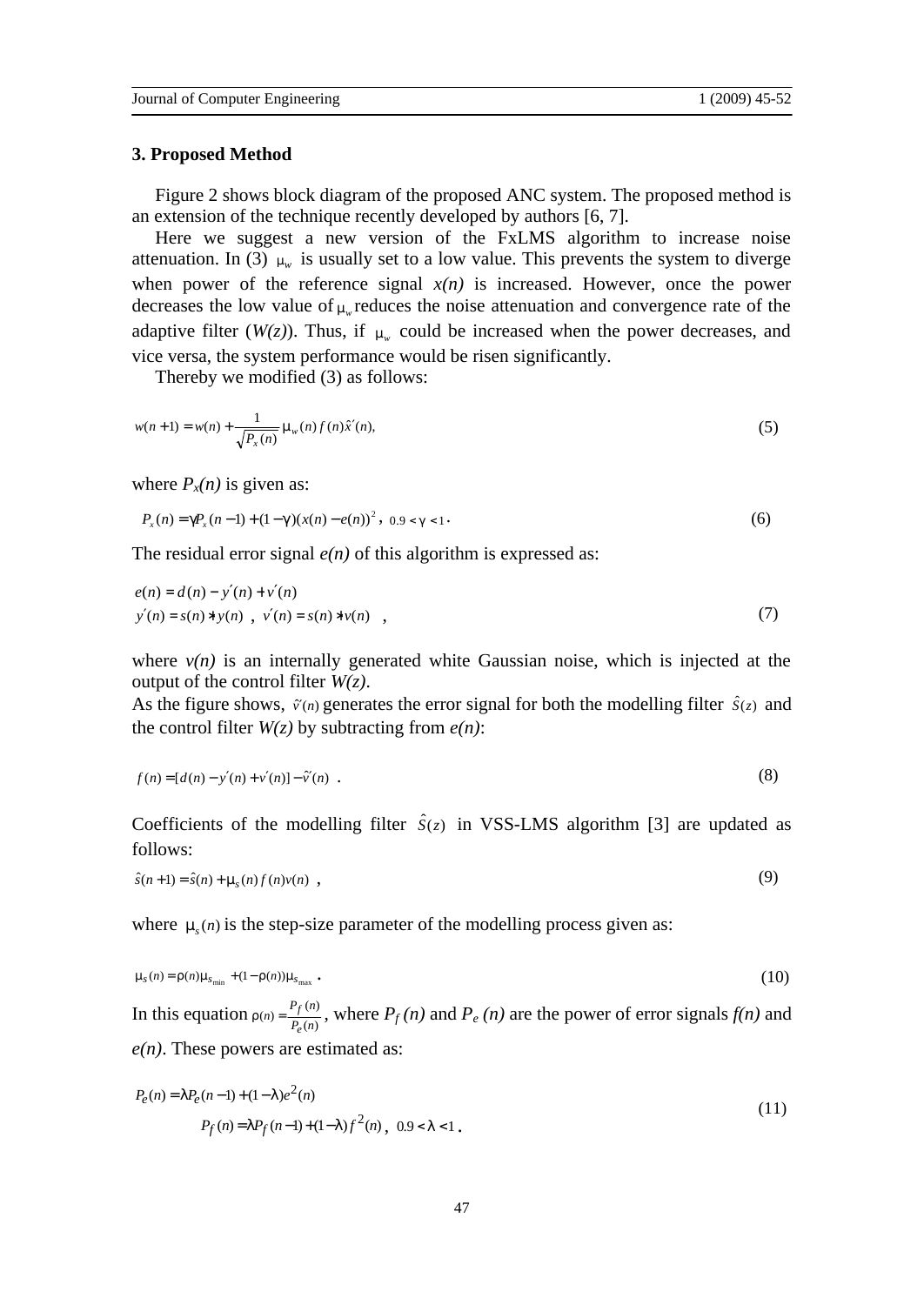## 3. Proposed Method

Figure 2 shows block diagram of the proposed ANC system. The proposed method is an extension of the technique recently developed by authors [6, 7].

Here we suggest a new version of the FxLMS algorithm to increase noise attenuation. In (3) $\mu_w$ is usually set to a low value. This prevents the system to diverge when power of the reference signal *x(n)* is increased. However, once the power decreases the low value of $\mu_w$ reduces the noise attenuation and convergence rate of the adaptive filter (*W(z)*). Thus, if $\mu_w$ could be increased when the power decreases, and vice versa, the system performance would be risen significantly.

Thereby we modified (3) as follows:

$$w(n+1) = w(n) + \frac{1}{\sqrt{P_x(n)}} \mu_w(n) f(n) \hat{x}'(n), \tag{5}$$

where $P_x(n)$ is given as:

$$P_x(n) = \gamma P_x(n-1) + (1-\gamma)(x(n) - e(n))^2, \quad 0.9 < \gamma < 1. \tag{6}$$

The residual error signal *e(n)* of this algorithm is expressed as:

$$\begin{aligned} &e(n) = d(n) - y'(n) + v'(n) \\ &y'(n) = s(n) * y(n) \ , \ v'(n) = s(n) * v(n) \ , \end{aligned} \tag{7}$$

where *v(n)* is an internally generated white Gaussian noise, which is injected at the output of the control filter *W(z)*.

As the figure shows, $\tilde{v}'(n)$ generates the error signal for both the modelling filter $\hat{S}(z)$ and the control filter *W(z)* by subtracting from *e(n)*:

$$f(n) = [d(n) - y'(n) + v'(n)] - \tilde{v}'(n) \ . \tag{8}$$

Coefficients of the modelling filter $\hat{S}(z)$ in VSS-LMS algorithm [3] are updated as follows:

$$\hat{s}(n+1) = \hat{s}(n) + \mu_s(n) f(n) v(n) \ , \tag{9}$$

where $\mu_s(n)$ is the step-size parameter of the modelling process given as:

$$\mu_s(n) = \rho(n)\mu_{s_{\min}} + (1-\rho(n))\mu_{s_{\max}} \ . \tag{10}$$

In this equation $\rho(n) = \frac{P_f(n)}{P_e(n)}$, where $P_f(n)$ and $P_e(n)$ are the power of error signals *f(n)* and *e(n)*. These powers are estimated as:

$$\begin{aligned} &P_e(n) = \lambda P_e(n-1) + (1-\lambda)e^2(n) \\ &P_f(n) = \lambda P_f(n-1) + (1-\lambda) f^2(n), \quad 0.9 < \lambda < 1. \end{aligned} \tag{11}$$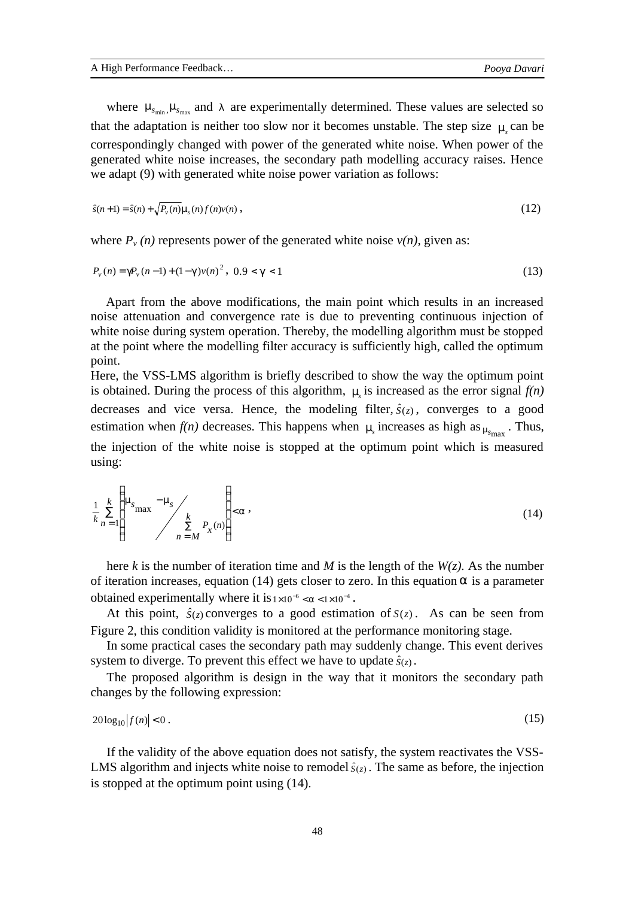where $\mu_{s_{min}}, \mu_{s_{max}}$ and $\lambda$ are experimentally determined. These values are selected so that the adaptation is neither too slow nor it becomes unstable. The step size $\mu_s$ can be correspondingly changed with power of the generated white noise. When power of the generated white noise increases, the secondary path modelling accuracy raises. Hence we adapt (9) with generated white noise power variation as follows:

$$\hat{s}(n+1) = \hat{s}(n) + \sqrt{P_v(n)}\mu_s(n) f(n) v(n) \,, \tag{12}$$

where $P_v(n)$ represents power of the generated white noise $v(n)$, given as:

$$P_v(n) = \gamma P_v(n-1) + (1-\gamma) v(n)^2 \,, \; 0.9 < \gamma < 1 \tag{13}$$

Apart from the above modifications, the main point which results in an increased noise attenuation and convergence rate is due to preventing continuous injection of white noise during system operation. Thereby, the modelling algorithm must be stopped at the point where the modelling filter accuracy is sufficiently high, called the optimum point.

Here, the VSS-LMS algorithm is briefly described to show the way the optimum point is obtained. During the process of this algorithm, $\mu_s$ is increased as the error signal $f(n)$ decreases and vice versa. Hence, the modeling filter, $\hat{S}(z)$, converges to a good estimation when $f(n)$ decreases. This happens when $\mu_s$ increases as high as $\mu_{s_{max}}$. Thus, the injection of the white noise is stopped at the optimum point which is measured using:

$$\frac{1}{k}\sum_{n=1}^{k}\left(\mu_{s_{max}} - \mu_s \Big/ \sum_{n=M}^{k} P_X(n)\right) < \alpha \,, \tag{14}$$

here $k$ is the number of iteration time and $M$ is the length of the $W(z)$. As the number of iteration increases, equation (14) gets closer to zero. In this equation $\alpha$ is a parameter obtained experimentally where it is $1\times10^{-6} < \alpha < 1\times10^{-4}$.

At this point, $\hat{S}(z)$ converges to a good estimation of $S(z)$. As can be seen from Figure 2, this condition validity is monitored at the performance monitoring stage.

In some practical cases the secondary path may suddenly change. This event derives system to diverge. To prevent this effect we have to update $\hat{S}(z)$.

The proposed algorithm is design in the way that it monitors the secondary path changes by the following expression:

$$20\log_{10}\left|f(n)\right| < 0 \,. \tag{15}$$

If the validity of the above equation does not satisfy, the system reactivates the VSS-LMS algorithm and injects white noise to remodel $\hat{S}(z)$. The same as before, the injection is stopped at the optimum point using (14).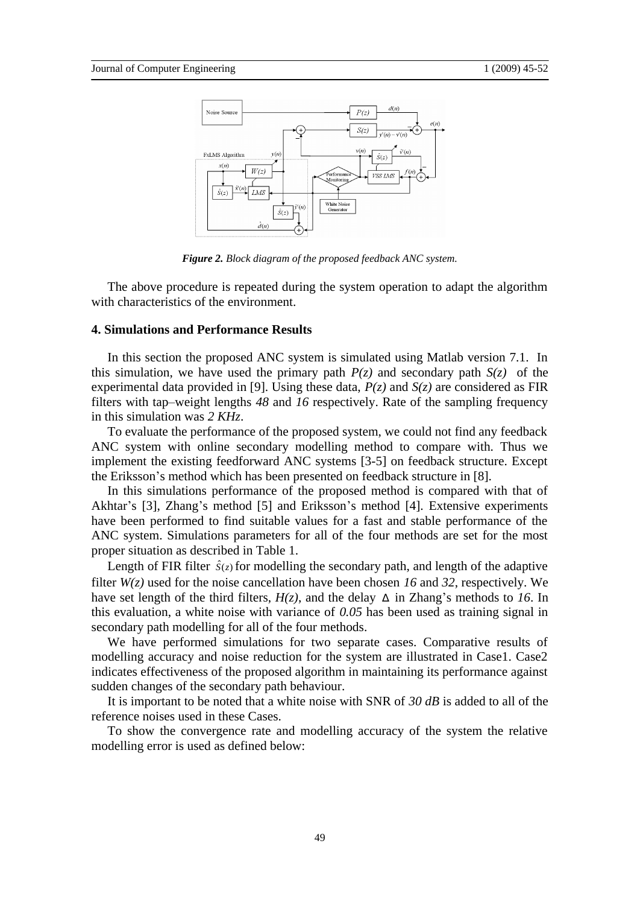*Figure 2. Block diagram of the proposed feedback ANC system.*

The above procedure is repeated during the system operation to adapt the algorithm with characteristics of the environment.

## 4. Simulations and Performance Results

In this section the proposed ANC system is simulated using Matlab version 7.1. In this simulation, we have used the primary path $P(z)$ and secondary path $S(z)$ of the experimental data provided in [9]. Using these data, $P(z)$ and $S(z)$ are considered as FIR filters with tap–weight lengths *48* and *16* respectively. Rate of the sampling frequency in this simulation was *2 KHz*.

To evaluate the performance of the proposed system, we could not find any feedback ANC system with online secondary modelling method to compare with. Thus we implement the existing feedforward ANC systems [3-5] on feedback structure. Except the Eriksson's method which has been presented on feedback structure in [8].

In this simulations performance of the proposed method is compared with that of Akhtar's [3], Zhang's method [5] and Eriksson's method [4]. Extensive experiments have been performed to find suitable values for a fast and stable performance of the ANC system. Simulations parameters for all of the four methods are set for the most proper situation as described in Table 1.

Length of FIR filter $\hat{S}(z)$ for modelling the secondary path, and length of the adaptive filter $W(z)$ used for the noise cancellation have been chosen *16* and *32*, respectively. We have set length of the third filters, $H(z)$, and the delay $\Delta$ in Zhang's methods to *16*. In this evaluation, a white noise with variance of *0.05* has been used as training signal in secondary path modelling for all of the four methods.

We have performed simulations for two separate cases. Comparative results of modelling accuracy and noise reduction for the system are illustrated in Case1. Case2 indicates effectiveness of the proposed algorithm in maintaining its performance against sudden changes of the secondary path behaviour.

It is important to be noted that a white noise with SNR of *30 dB* is added to all of the reference noises used in these Cases.

To show the convergence rate and modelling accuracy of the system the relative modelling error is used as defined below: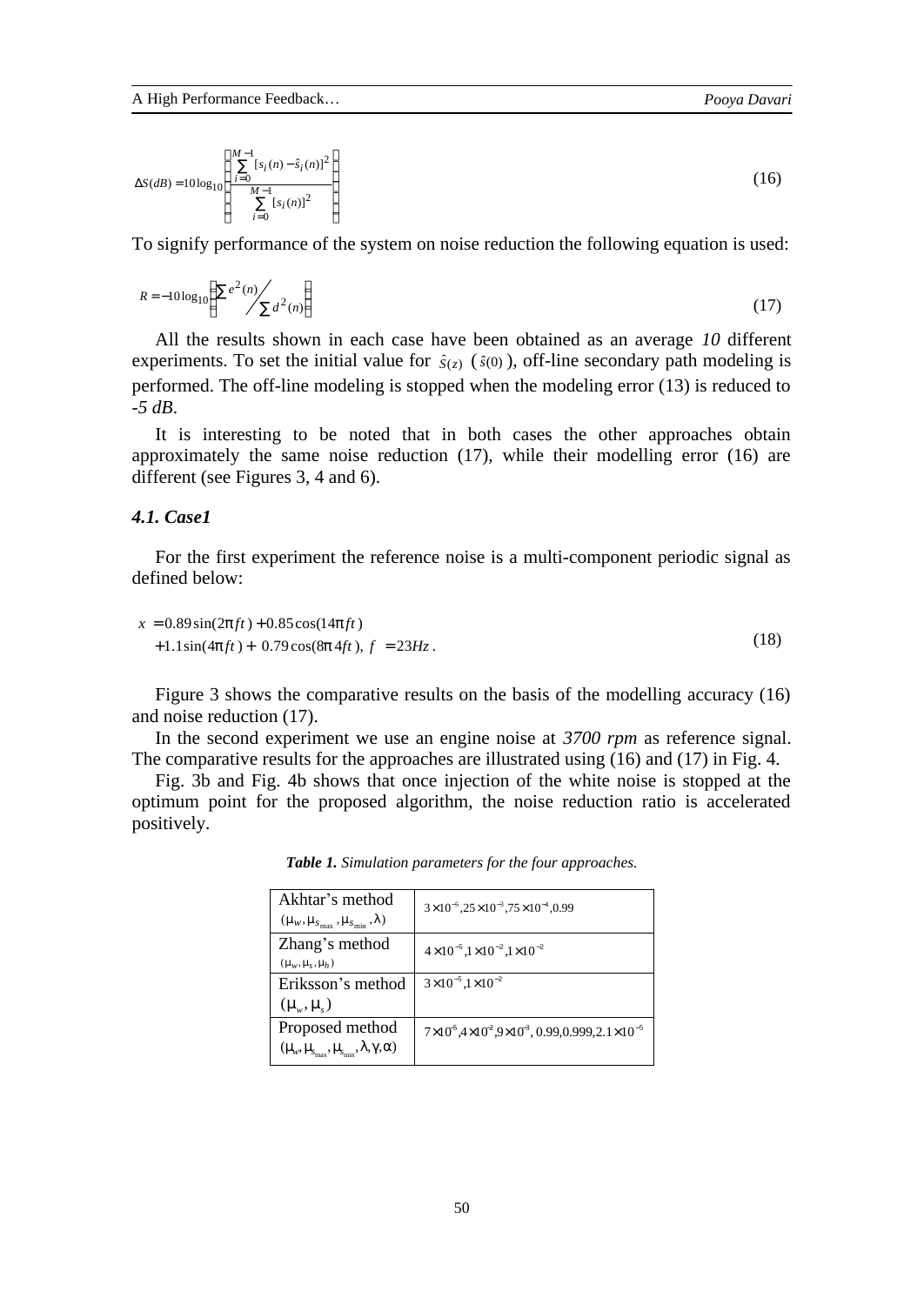$$\Delta S(dB) = 10\log_{10}\left(\frac{\sum_{i=0}^{M-1}[s_i(n) - \hat{s}_i(n)]^2}{\sum_{i=0}^{M-1}[s_i(n)]^2}\right) \tag{16}$$

To signify performance of the system on noise reduction the following equation is used:

$$R = -10\log_{10}\left(\sum e^2(n) \Big/ \sum d^2(n)\right) \tag{17}$$

All the results shown in each case have been obtained as an average *10* different experiments. To set the initial value for $\hat{S}(z)$ ($\hat{s}(0)$), off-line secondary path modeling is performed. The off-line modeling is stopped when the modeling error (13) is reduced to *-5 dB*.

It is interesting to be noted that in both cases the other approaches obtain approximately the same noise reduction (17), while their modelling error (16) are different (see Figures 3, 4 and 6).

### *4.1. Case1*

For the first experiment the reference noise is a multi-component periodic signal as defined below:

$$\begin{aligned} x &= 0.89\sin(2\pi ft) + 0.85\cos(14\pi ft) \\ &+ 1.1\sin(4\pi ft) + 0.79\cos(8\pi 4ft),\ f = 23Hz. \end{aligned} \tag{18}$$

Figure 3 shows the comparative results on the basis of the modelling accuracy (16) and noise reduction (17).

In the second experiment we use an engine noise at *3700 rpm* as reference signal. The comparative results for the approaches are illustrated using (16) and (17) in Fig. 4.

Fig. 3b and Fig. 4b shows that once injection of the white noise is stopped at the optimum point for the proposed algorithm, the noise reduction ratio is accelerated positively.

***Table 1.*** *Simulation parameters for the four approaches.*

| Method | Parameters |
|---|---|
| Akhtar's method $(\mu_w, \mu_{s_{max}}, \mu_{s_{min}}, \lambda)$ | $3\times10^{-5}, 25\times10^{-3}, 75\times10^{-4}, 0.99$ |
| Zhang's method $(\mu_w, \mu_s, \mu_h)$ | $4\times10^{-5}, 1\times10^{-2}, 1\times10^{-2}$ |
| Eriksson's method $(\mu_w, \mu_s)$ | $3\times10^{-5}, 1\times10^{-2}$ |
| Proposed method $(\mu_w, \mu_{s_{max}}, \mu_{s_{min}}, \lambda, \gamma, \alpha)$ | $7\times10^{-5}, 4\times10^{-2}, 9\times10^{-3}, 0.99, 0.999, 2.1\times10^{-5}$ |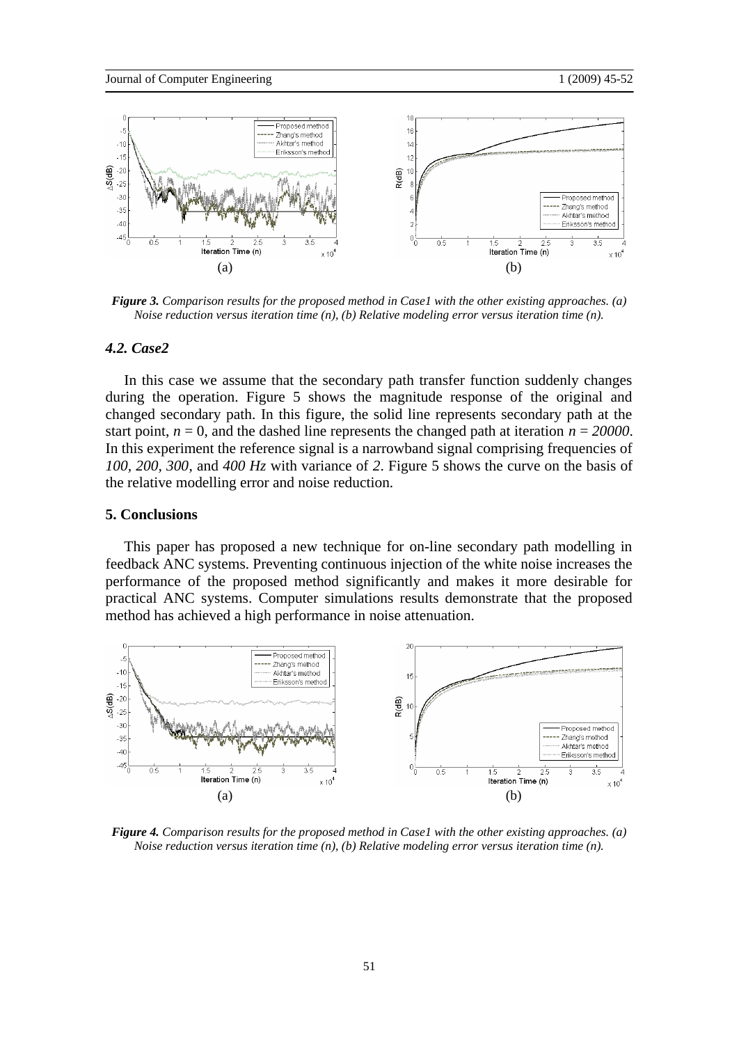*Figure 3. Comparison results for the proposed method in Case1 with the other existing approaches. (a) Noise reduction versus iteration time (n), (b) Relative modeling error versus iteration time (n).*

### 4.2. Case2

In this case we assume that the secondary path transfer function suddenly changes during the operation. Figure 5 shows the magnitude response of the original and changed secondary path. In this figure, the solid line represents secondary path at the start point, $n = 0$, and the dashed line represents the changed path at iteration $n = 20000$. In this experiment the reference signal is a narrowband signal comprising frequencies of *100*, *200*, *300*, and *400 Hz* with variance of *2*. Figure 5 shows the curve on the basis of the relative modelling error and noise reduction.

## 5. Conclusions

This paper has proposed a new technique for on-line secondary path modelling in feedback ANC systems. Preventing continuous injection of the white noise increases the performance of the proposed method significantly and makes it more desirable for practical ANC systems. Computer simulations results demonstrate that the proposed method has achieved a high performance in noise attenuation.

*Figure 4. Comparison results for the proposed method in Case1 with the other existing approaches. (a) Noise reduction versus iteration time (n), (b) Relative modeling error versus iteration time (n).*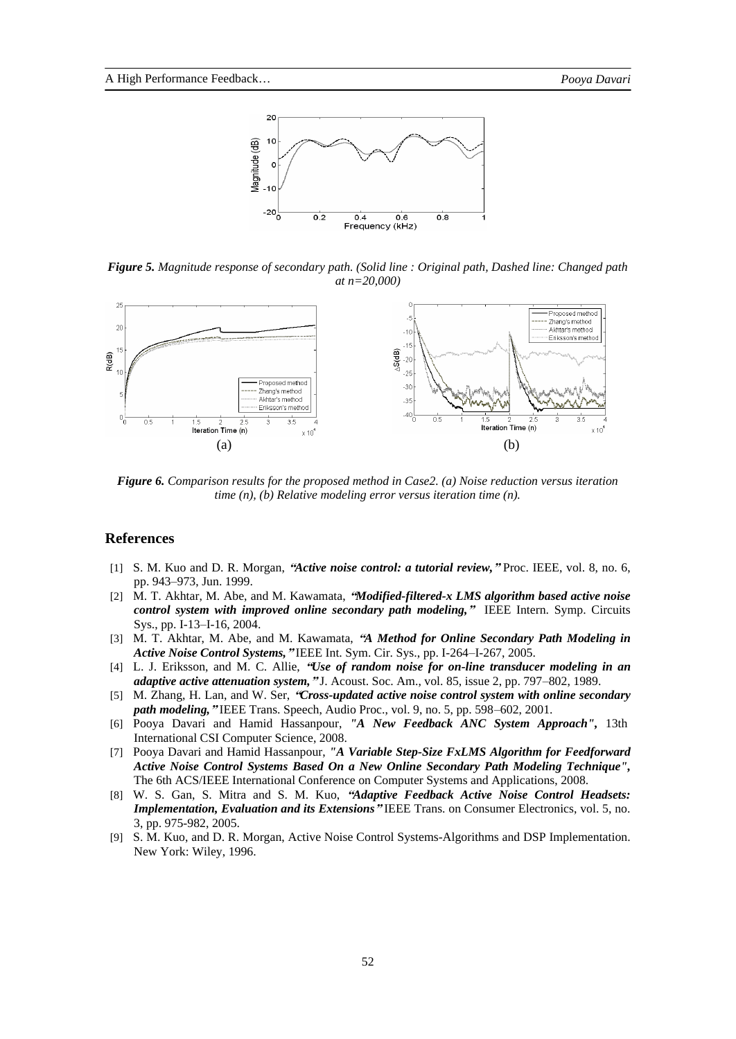20
10
0
-10
-20
Magnitude (dB)
0 0.2 0.4 0.6 0.8 1
Frequency (kHz)

***Figure 5.*** *Magnitude response of secondary path. (Solid line : Original path, Dashed line: Changed path at n=20,000)*

25
20
15
10
5
0
R(dB)
0 0.5 1 1.5 2 2.5 3 3.5 4
Iteration Time (n) x 10^4
Proposed method
Zhang's method
Akhtar's method
Eriksson's method

(a)

0
-5
-10
-15
-20
-25
-30
-35
-40
ΔS(dB)
0 0.5 1 1.5 2 2.5 3 3.5 4
Iteration Time (n) x 10^4
Proposed method
Zhang's method
Akhtar's method
Eriksson's method

(b)

***Figure 6.*** *Comparison results for the proposed method in Case2. (a) Noise reduction versus iteration time (n), (b) Relative modeling error versus iteration time (n).*

## References

[1] S. M. Kuo and D. R. Morgan, ***"Active noise control: a tutorial review,"*** Proc. IEEE, vol. 8, no. 6, pp. 943–973, Jun. 1999.

[2] M. T. Akhtar, M. Abe, and M. Kawamata, ***"Modified-filtered-x LMS algorithm based active noise control system with improved online secondary path modeling,"*** IEEE Intern. Symp. Circuits Sys., pp. I-13–I-16, 2004.

[3] M. T. Akhtar, M. Abe, and M. Kawamata, ***"A Method for Online Secondary Path Modeling in Active Noise Control Systems,"*** IEEE Int. Sym. Cir. Sys., pp. I-264–I-267, 2005.

[4] L. J. Eriksson, and M. C. Allie, ***"Use of random noise for on-line transducer modeling in an adaptive active attenuation system,"*** J. Acoust. Soc. Am., vol. 85, issue 2, pp. 797–802, 1989.

[5] M. Zhang, H. Lan, and W. Ser, ***"Cross-updated active noise control system with online secondary path modeling,"*** IEEE Trans. Speech, Audio Proc., vol. 9, no. 5, pp. 598–602, 2001.

[6] Pooya Davari and Hamid Hassanpour, ***"A New Feedback ANC System Approach",*** 13th International CSI Computer Science, 2008.

[7] Pooya Davari and Hamid Hassanpour, ***"A Variable Step-Size FxLMS Algorithm for Feedforward Active Noise Control Systems Based On a New Online Secondary Path Modeling Technique",*** The 6th ACS/IEEE International Conference on Computer Systems and Applications, 2008.

[8] W. S. Gan, S. Mitra and S. M. Kuo, ***"Adaptive Feedback Active Noise Control Headsets: Implementation, Evaluation and its Extensions"*** IEEE Trans. on Consumer Electronics, vol. 5, no. 3, pp. 975-982, 2005.

[9] S. M. Kuo, and D. R. Morgan, Active Noise Control Systems-Algorithms and DSP Implementation. New York: Wiley, 1996.